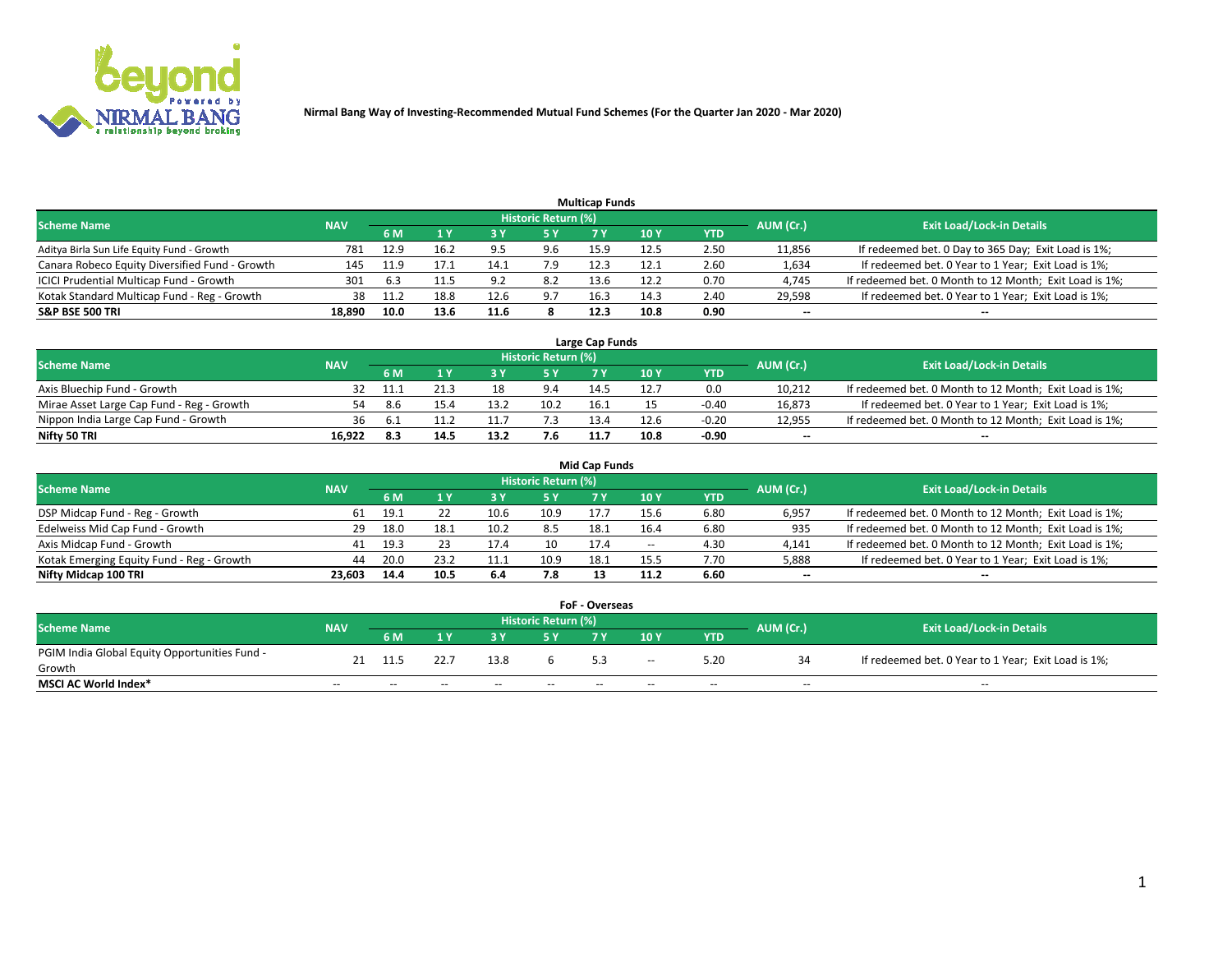# Nirmal Bang Way of Investing-Recommended Mutual Fund Schemes (For the Quarter Jan 2020 - Mar 2020)

## Multicap Funds

| Scheme Name | NAV | Historic Return (%) | | | | | | | AUM (Cr.) | Exit Load/Lock-in Details |
|---|---|---|---|---|---|---|---|---|---|---|
| | | 6 M | 1 Y | 3 Y | 5 Y | 7 Y | 10 Y | YTD | | |
| Aditya Birla Sun Life Equity Fund - Growth | 781 | 12.9 | 16.2 | 9.5 | 9.6 | 15.9 | 12.5 | 2.50 | 11,856 | If redeemed bet. 0 Day to 365 Day; Exit Load is 1%; |
| Canara Robeco Equity Diversified Fund - Growth | 145 | 11.9 | 17.1 | 14.1 | 7.9 | 12.3 | 12.1 | 2.60 | 1,634 | If redeemed bet. 0 Year to 1 Year; Exit Load is 1%; |
| ICICI Prudential Multicap Fund - Growth | 301 | 6.3 | 11.5 | 9.2 | 8.2 | 13.6 | 12.2 | 0.70 | 4,745 | If redeemed bet. 0 Month to 12 Month; Exit Load is 1%; |
| Kotak Standard Multicap Fund - Reg - Growth | 38 | 11.2 | 18.8 | 12.6 | 9.7 | 16.3 | 14.3 | 2.40 | 29,598 | If redeemed bet. 0 Year to 1 Year; Exit Load is 1%; |
| **S&P BSE 500 TRI** | **18,890** | **10.0** | **13.6** | **11.6** | **8** | **12.3** | **10.8** | **0.90** | **--** | **--** |

## Large Cap Funds

| Scheme Name | NAV | Historic Return (%) | | | | | | | AUM (Cr.) | Exit Load/Lock-in Details |
|---|---|---|---|---|---|---|---|---|---|---|
| | | 6 M | 1 Y | 3 Y | 5 Y | 7 Y | 10 Y | YTD | | |
| Axis Bluechip Fund - Growth | 32 | 11.1 | 21.3 | 18 | 9.4 | 14.5 | 12.7 | 0.0 | 10,212 | If redeemed bet. 0 Month to 12 Month; Exit Load is 1%; |
| Mirae Asset Large Cap Fund - Reg - Growth | 54 | 8.6 | 15.4 | 13.2 | 10.2 | 16.1 | 15 | -0.40 | 16,873 | If redeemed bet. 0 Year to 1 Year; Exit Load is 1%; |
| Nippon India Large Cap Fund - Growth | 36 | 6.1 | 11.2 | 11.7 | 7.3 | 13.4 | 12.6 | -0.20 | 12,955 | If redeemed bet. 0 Month to 12 Month; Exit Load is 1%; |
| **Nifty 50 TRI** | **16,922** | **8.3** | **14.5** | **13.2** | **7.6** | **11.7** | **10.8** | **-0.90** | **--** | **--** |

## Mid Cap Funds

| Scheme Name | NAV | Historic Return (%) | | | | | | | AUM (Cr.) | Exit Load/Lock-in Details |
|---|---|---|---|---|---|---|---|---|---|---|
| | | 6 M | 1 Y | 3 Y | 5 Y | 7 Y | 10 Y | YTD | | |
| DSP Midcap Fund - Reg - Growth | 61 | 19.1 | 22 | 10.6 | 10.9 | 17.7 | 15.6 | 6.80 | 6,957 | If redeemed bet. 0 Month to 12 Month; Exit Load is 1%; |
| Edelweiss Mid Cap Fund - Growth | 29 | 18.0 | 18.1 | 10.2 | 8.5 | 18.1 | 16.4 | 6.80 | 935 | If redeemed bet. 0 Month to 12 Month; Exit Load is 1%; |
| Axis Midcap Fund - Growth | 41 | 19.3 | 23 | 17.4 | 10 | 17.4 | -- | 4.30 | 4,141 | If redeemed bet. 0 Month to 12 Month; Exit Load is 1%; |
| Kotak Emerging Equity Fund - Reg - Growth | 44 | 20.0 | 23.2 | 11.1 | 10.9 | 18.1 | 15.5 | 7.70 | 5,888 | If redeemed bet. 0 Year to 1 Year; Exit Load is 1%; |
| **Nifty Midcap 100 TRI** | **23,603** | **14.4** | **10.5** | **6.4** | **7.8** | **13** | **11.2** | **6.60** | **--** | **--** |

## FoF - Overseas

| Scheme Name | NAV | Historic Return (%) | | | | | | | AUM (Cr.) | Exit Load/Lock-in Details |
|---|---|---|---|---|---|---|---|---|---|---|
| | | 6 M | 1 Y | 3 Y | 5 Y | 7 Y | 10 Y | YTD | | |
| PGIM India Global Equity Opportunities Fund - Growth | 21 | 11.5 | 22.7 | 13.8 | 6 | 5.3 | -- | 5.20 | 34 | If redeemed bet. 0 Year to 1 Year; Exit Load is 1%; |
| **MSCI AC World Index*** | -- | -- | -- | -- | -- | -- | -- | -- | -- | -- |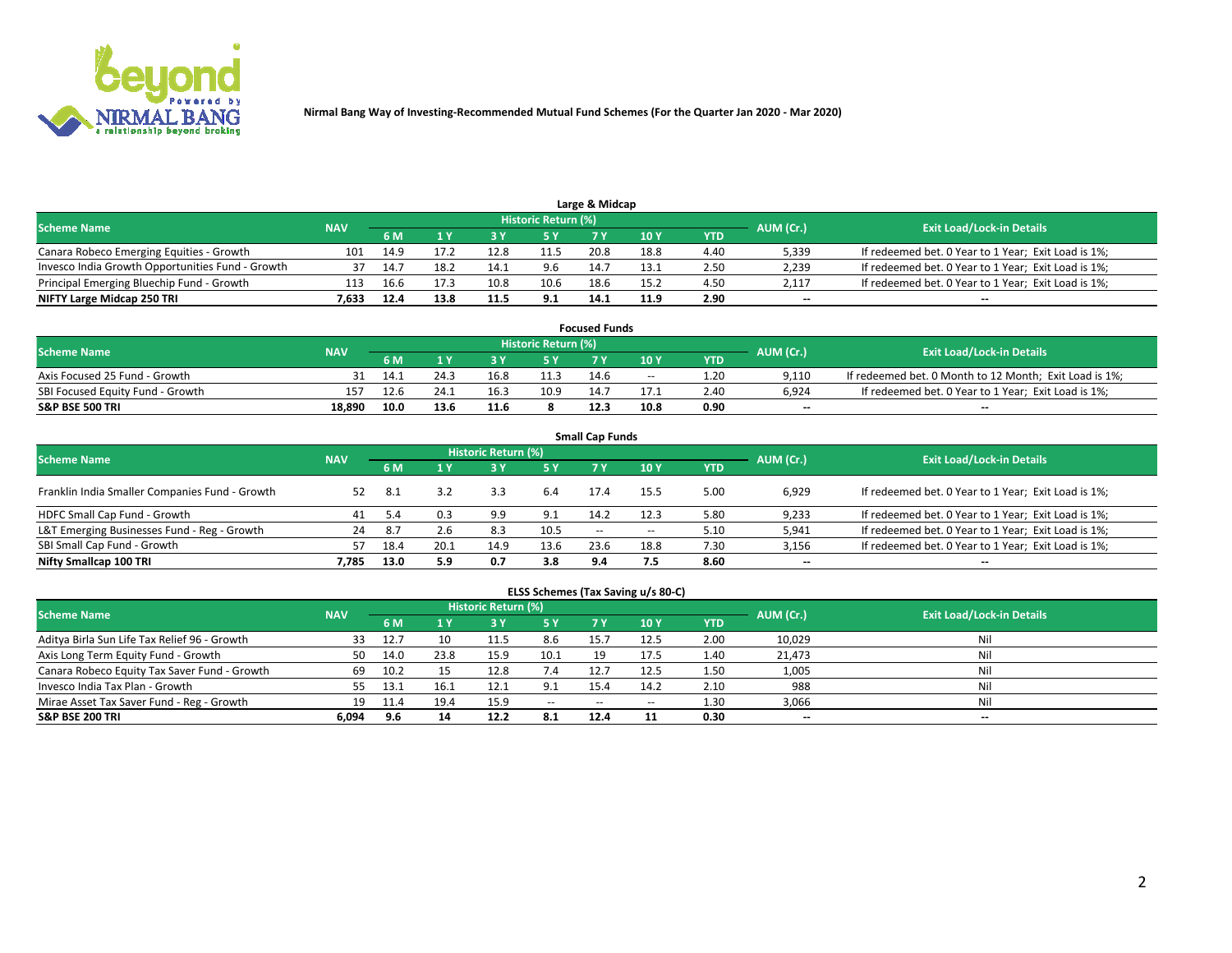Nirmal Bang Way of Investing-Recommended Mutual Fund Schemes (For the Quarter Jan 2020 - Mar 2020)

## Large & Midcap

| Scheme Name | NAV | Historic Return (%) | | | | | | | AUM (Cr.) | Exit Load/Lock-in Details |
|---|---|---|---|---|---|---|---|---|---|---|
| | | 6 M | 1 Y | 3 Y | 5 Y | 7 Y | 10 Y | YTD | | |
| Canara Robeco Emerging Equities - Growth | 101 | 14.9 | 17.2 | 12.8 | 11.5 | 20.8 | 18.8 | 4.40 | 5,339 | If redeemed bet. 0 Year to 1 Year; Exit Load is 1%; |
| Invesco India Growth Opportunities Fund - Growth | 37 | 14.7 | 18.2 | 14.1 | 9.6 | 14.7 | 13.1 | 2.50 | 2,239 | If redeemed bet. 0 Year to 1 Year; Exit Load is 1%; |
| Principal Emerging Bluechip Fund - Growth | 113 | 16.6 | 17.3 | 10.8 | 10.6 | 18.6 | 15.2 | 4.50 | 2,117 | If redeemed bet. 0 Year to 1 Year; Exit Load is 1%; |
| **NIFTY Large Midcap 250 TRI** | **7,633** | **12.4** | **13.8** | **11.5** | **9.1** | **14.1** | **11.9** | **2.90** | **--** | **--** |

## Focused Funds

| Scheme Name | NAV | Historic Return (%) | | | | | | | AUM (Cr.) | Exit Load/Lock-in Details |
|---|---|---|---|---|---|---|---|---|---|---|
| | | 6 M | 1 Y | 3 Y | 5 Y | 7 Y | 10 Y | YTD | | |
| Axis Focused 25 Fund - Growth | 31 | 14.1 | 24.3 | 16.8 | 11.3 | 14.6 | -- | 1.20 | 9,110 | If redeemed bet. 0 Month to 12 Month; Exit Load is 1%; |
| SBI Focused Equity Fund - Growth | 157 | 12.6 | 24.1 | 16.3 | 10.9 | 14.7 | 17.1 | 2.40 | 6,924 | If redeemed bet. 0 Year to 1 Year; Exit Load is 1%; |
| **S&P BSE 500 TRI** | **18,890** | **10.0** | **13.6** | **11.6** | **8** | **12.3** | **10.8** | **0.90** | **--** | **--** |

## Small Cap Funds

| Scheme Name | NAV | Historic Return (%) | | | | | | | AUM (Cr.) | Exit Load/Lock-in Details |
|---|---|---|---|---|---|---|---|---|---|---|
| | | 6 M | 1 Y | 3 Y | 5 Y | 7 Y | 10 Y | YTD | | |
| Franklin India Smaller Companies Fund - Growth | 52 | 8.1 | 3.2 | 3.3 | 6.4 | 17.4 | 15.5 | 5.00 | 6,929 | If redeemed bet. 0 Year to 1 Year; Exit Load is 1%; |
| HDFC Small Cap Fund - Growth | 41 | 5.4 | 0.3 | 9.9 | 9.1 | 14.2 | 12.3 | 5.80 | 9,233 | If redeemed bet. 0 Year to 1 Year; Exit Load is 1%; |
| L&T Emerging Businesses Fund - Reg - Growth | 24 | 8.7 | 2.6 | 8.3 | 10.5 | -- | -- | 5.10 | 5,941 | If redeemed bet. 0 Year to 1 Year; Exit Load is 1%; |
| SBI Small Cap Fund - Growth | 57 | 18.4 | 20.1 | 14.9 | 13.6 | 23.6 | 18.8 | 7.30 | 3,156 | If redeemed bet. 0 Year to 1 Year; Exit Load is 1%; |
| **Nifty Smallcap 100 TRI** | **7,785** | **13.0** | **5.9** | **0.7** | **3.8** | **9.4** | **7.5** | **8.60** | **--** | **--** |

## ELSS Schemes (Tax Saving u/s 80-C)

| Scheme Name | NAV | Historic Return (%) | | | | | | | AUM (Cr.) | Exit Load/Lock-in Details |
|---|---|---|---|---|---|---|---|---|---|---|
| | | 6 M | 1 Y | 3 Y | 5 Y | 7 Y | 10 Y | YTD | | |
| Aditya Birla Sun Life Tax Relief 96 - Growth | 33 | 12.7 | 10 | 11.5 | 8.6 | 15.7 | 12.5 | 2.00 | 10,029 | Nil |
| Axis Long Term Equity Fund - Growth | 50 | 14.0 | 23.8 | 15.9 | 10.1 | 19 | 17.5 | 1.40 | 21,473 | Nil |
| Canara Robeco Equity Tax Saver Fund - Growth | 69 | 10.2 | 15 | 12.8 | 7.4 | 12.7 | 12.5 | 1.50 | 1,005 | Nil |
| Invesco India Tax Plan - Growth | 55 | 13.1 | 16.1 | 12.1 | 9.1 | 15.4 | 14.2 | 2.10 | 988 | Nil |
| Mirae Asset Tax Saver Fund - Reg - Growth | 19 | 11.4 | 19.4 | 15.9 | -- | -- | -- | 1.30 | 3,066 | Nil |
| **S&P BSE 200 TRI** | **6,094** | **9.6** | **14** | **12.2** | **8.1** | **12.4** | **11** | **0.30** | **--** | **--** |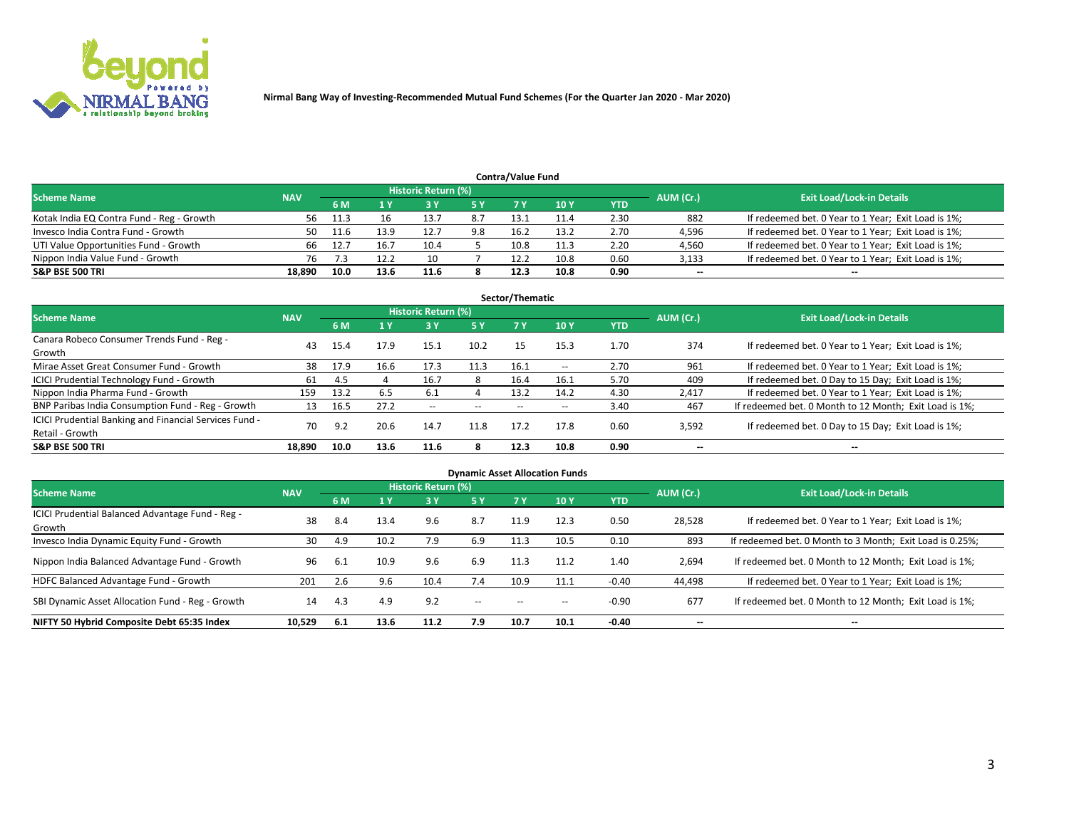Nirmal Bang Way of Investing-Recommended Mutual Fund Schemes (For the Quarter Jan 2020 - Mar 2020)

## Contra/Value Fund

| Scheme Name | NAV | Historic Return (%) | | | | | | | AUM (Cr.) | Exit Load/Lock-in Details |
|---|---|---|---|---|---|---|---|---|---|---|
| | | 6 M | 1 Y | 3 Y | 5 Y | 7 Y | 10 Y | YTD | | |
| Kotak India EQ Contra Fund - Reg - Growth | 56 | 11.3 | 16 | 13.7 | 8.7 | 13.1 | 11.4 | 2.30 | 882 | If redeemed bet. 0 Year to 1 Year; Exit Load is 1%; |
| Invesco India Contra Fund - Growth | 50 | 11.6 | 13.9 | 12.7 | 9.8 | 16.2 | 13.2 | 2.70 | 4,596 | If redeemed bet. 0 Year to 1 Year; Exit Load is 1%; |
| UTI Value Opportunities Fund - Growth | 66 | 12.7 | 16.7 | 10.4 | 5 | 10.8 | 11.3 | 2.20 | 4,560 | If redeemed bet. 0 Year to 1 Year; Exit Load is 1%; |
| Nippon India Value Fund - Growth | 76 | 7.3 | 12.2 | 10 | 7 | 12.2 | 10.8 | 0.60 | 3,133 | If redeemed bet. 0 Year to 1 Year; Exit Load is 1%; |
| **S&P BSE 500 TRI** | **18,890** | **10.0** | **13.6** | **11.6** | **8** | **12.3** | **10.8** | **0.90** | **--** | **--** |

## Sector/Thematic

| Scheme Name | NAV | Historic Return (%) | | | | | | | AUM (Cr.) | Exit Load/Lock-in Details |
|---|---|---|---|---|---|---|---|---|---|---|
| | | 6 M | 1 Y | 3 Y | 5 Y | 7 Y | 10 Y | YTD | | |
| Canara Robeco Consumer Trends Fund - Reg - Growth | 43 | 15.4 | 17.9 | 15.1 | 10.2 | 15 | 15.3 | 1.70 | 374 | If redeemed bet. 0 Year to 1 Year; Exit Load is 1%; |
| Mirae Asset Great Consumer Fund - Growth | 38 | 17.9 | 16.6 | 17.3 | 11.3 | 16.1 | -- | 2.70 | 961 | If redeemed bet. 0 Year to 1 Year; Exit Load is 1%; |
| ICICI Prudential Technology Fund - Growth | 61 | 4.5 | 4 | 16.7 | 8 | 16.4 | 16.1 | 5.70 | 409 | If redeemed bet. 0 Day to 15 Day; Exit Load is 1%; |
| Nippon India Pharma Fund - Growth | 159 | 13.2 | 6.5 | 6.1 | 4 | 13.2 | 14.2 | 4.30 | 2,417 | If redeemed bet. 0 Year to 1 Year; Exit Load is 1%; |
| BNP Paribas India Consumption Fund - Reg - Growth | 13 | 16.5 | 27.2 | -- | -- | -- | -- | 3.40 | 467 | If redeemed bet. 0 Month to 12 Month; Exit Load is 1%; |
| ICICI Prudential Banking and Financial Services Fund - Retail - Growth | 70 | 9.2 | 20.6 | 14.7 | 11.8 | 17.2 | 17.8 | 0.60 | 3,592 | If redeemed bet. 0 Day to 15 Day; Exit Load is 1%; |
| **S&P BSE 500 TRI** | **18,890** | **10.0** | **13.6** | **11.6** | **8** | **12.3** | **10.8** | **0.90** | **--** | **--** |

## Dynamic Asset Allocation Funds

| Scheme Name | NAV | Historic Return (%) | | | | | | | AUM (Cr.) | Exit Load/Lock-in Details |
|---|---|---|---|---|---|---|---|---|---|---|
| | | 6 M | 1 Y | 3 Y | 5 Y | 7 Y | 10 Y | YTD | | |
| ICICI Prudential Balanced Advantage Fund - Reg - Growth | 38 | 8.4 | 13.4 | 9.6 | 8.7 | 11.9 | 12.3 | 0.50 | 28,528 | If redeemed bet. 0 Year to 1 Year; Exit Load is 1%; |
| Invesco India Dynamic Equity Fund - Growth | 30 | 4.9 | 10.2 | 7.9 | 6.9 | 11.3 | 10.5 | 0.10 | 893 | If redeemed bet. 0 Month to 3 Month; Exit Load is 0.25%; |
| Nippon India Balanced Advantage Fund - Growth | 96 | 6.1 | 10.9 | 9.6 | 6.9 | 11.3 | 11.2 | 1.40 | 2,694 | If redeemed bet. 0 Month to 12 Month; Exit Load is 1%; |
| HDFC Balanced Advantage Fund - Growth | 201 | 2.6 | 9.6 | 10.4 | 7.4 | 10.9 | 11.1 | -0.40 | 44,498 | If redeemed bet. 0 Year to 1 Year; Exit Load is 1%; |
| SBI Dynamic Asset Allocation Fund - Reg - Growth | 14 | 4.3 | 4.9 | 9.2 | -- | -- | -- | -0.90 | 677 | If redeemed bet. 0 Month to 12 Month; Exit Load is 1%; |
| **NIFTY 50 Hybrid Composite Debt 65:35 Index** | **10,529** | **6.1** | **13.6** | **11.2** | **7.9** | **10.7** | **10.1** | **-0.40** | **--** | **--** |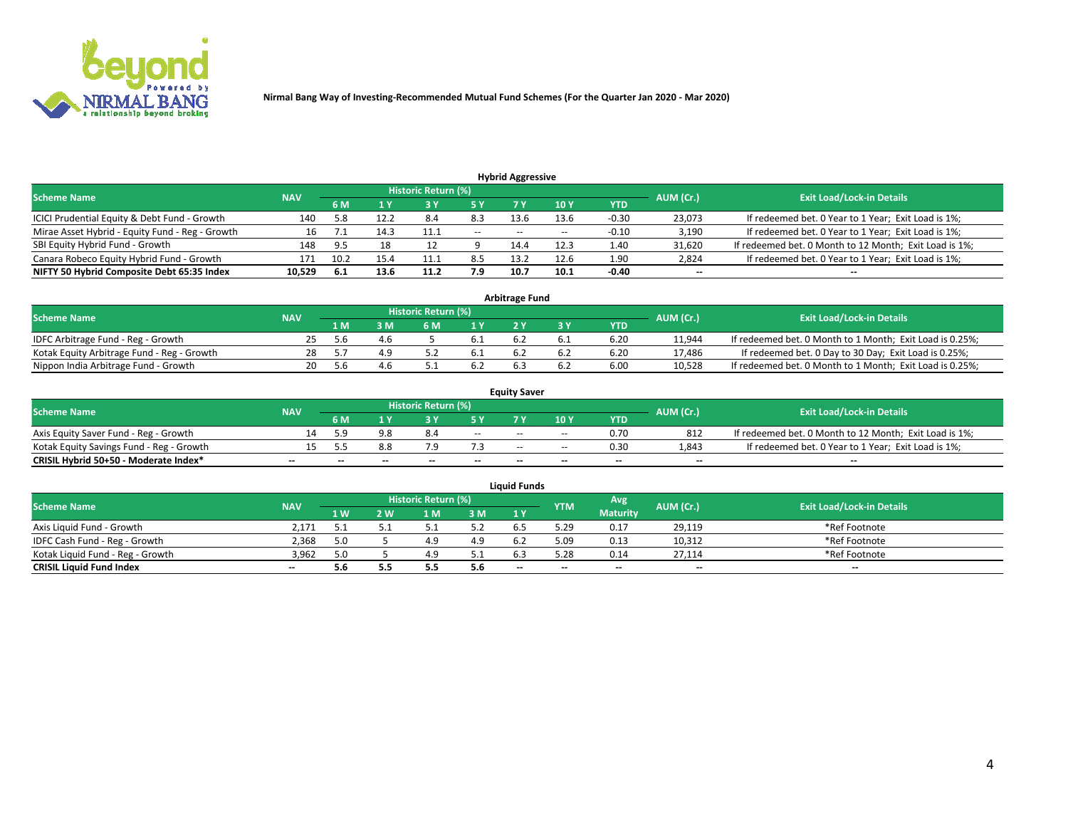Nirmal Bang Way of Investing-Recommended Mutual Fund Schemes (For the Quarter Jan 2020 - Mar 2020)

### Hybrid Aggressive

| Scheme Name | NAV | Historic Return (%) | | | | | | | AUM (Cr.) | Exit Load/Lock-in Details |
|---|---|---|---|---|---|---|---|---|---|---|
| | | 6 M | 1 Y | 3 Y | 5 Y | 7 Y | 10 Y | YTD | | |
| ICICI Prudential Equity & Debt Fund - Growth | 140 | 5.8 | 12.2 | 8.4 | 8.3 | 13.6 | 13.6 | -0.30 | 23,073 | If redeemed bet. 0 Year to 1 Year; Exit Load is 1%; |
| Mirae Asset Hybrid - Equity Fund - Reg - Growth | 16 | 7.1 | 14.3 | 11.1 | -- | -- | -- | -0.10 | 3,190 | If redeemed bet. 0 Year to 1 Year; Exit Load is 1%; |
| SBI Equity Hybrid Fund - Growth | 148 | 9.5 | 18 | 12 | 9 | 14.4 | 12.3 | 1.40 | 31,620 | If redeemed bet. 0 Month to 12 Month; Exit Load is 1%; |
| Canara Robeco Equity Hybrid Fund - Growth | 171 | 10.2 | 15.4 | 11.1 | 8.5 | 13.2 | 12.6 | 1.90 | 2,824 | If redeemed bet. 0 Year to 1 Year; Exit Load is 1%; |
| **NIFTY 50 Hybrid Composite Debt 65:35 Index** | **10,529** | **6.1** | **13.6** | **11.2** | **7.9** | **10.7** | **10.1** | **-0.40** | **--** | **--** |

### Arbitrage Fund

| Scheme Name | NAV | Historic Return (%) | | | | | | | AUM (Cr.) | Exit Load/Lock-in Details |
|---|---|---|---|---|---|---|---|---|---|---|
| | | 1 M | 3 M | 6 M | 1 Y | 2 Y | 3 Y | YTD | | |
| IDFC Arbitrage Fund - Reg - Growth | 25 | 5.6 | 4.6 | 5 | 6.1 | 6.2 | 6.1 | 6.20 | 11,944 | If redeemed bet. 0 Month to 1 Month; Exit Load is 0.25%; |
| Kotak Equity Arbitrage Fund - Reg - Growth | 28 | 5.7 | 4.9 | 5.2 | 6.1 | 6.2 | 6.2 | 6.20 | 17,486 | If redeemed bet. 0 Day to 30 Day; Exit Load is 0.25%; |
| Nippon India Arbitrage Fund - Growth | 20 | 5.6 | 4.6 | 5.1 | 6.2 | 6.3 | 6.2 | 6.00 | 10,528 | If redeemed bet. 0 Month to 1 Month; Exit Load is 0.25%; |

### Equity Saver

| Scheme Name | NAV | Historic Return (%) | | | | | | | AUM (Cr.) | Exit Load/Lock-in Details |
|---|---|---|---|---|---|---|---|---|---|---|
| | | 6 M | 1 Y | 3 Y | 5 Y | 7 Y | 10 Y | YTD | | |
| Axis Equity Saver Fund - Reg - Growth | 14 | 5.9 | 9.8 | 8.4 | -- | -- | -- | 0.70 | 812 | If redeemed bet. 0 Month to 12 Month; Exit Load is 1%; |
| Kotak Equity Savings Fund - Reg - Growth | 15 | 5.5 | 8.8 | 7.9 | 7.3 | -- | -- | 0.30 | 1,843 | If redeemed bet. 0 Year to 1 Year; Exit Load is 1%; |
| **CRISIL Hybrid 50+50 - Moderate Index*** | **--** | **--** | **--** | **--** | **--** | **--** | **--** | **--** | **--** | **--** |

### Liquid Funds

| Scheme Name | NAV | Historic Return (%) | | | | | YTM | Avg Maturity | AUM (Cr.) | Exit Load/Lock-in Details |
|---|---|---|---|---|---|---|---|---|---|---|
| | | 1 W | 2 W | 1 M | 3 M | 1 Y | | | | |
| Axis Liquid Fund - Growth | 2,171 | 5.1 | 5.1 | 5.1 | 5.2 | 6.5 | 5.29 | 0.17 | 29,119 | *Ref Footnote |
| IDFC Cash Fund - Reg - Growth | 2,368 | 5.0 | 5 | 4.9 | 4.9 | 6.2 | 5.09 | 0.13 | 10,312 | *Ref Footnote |
| Kotak Liquid Fund - Reg - Growth | 3,962 | 5.0 | 5 | 4.9 | 5.1 | 6.3 | 5.28 | 0.14 | 27,114 | *Ref Footnote |
| **CRISIL Liquid Fund Index** | **--** | **5.6** | **5.5** | **5.5** | **5.6** | **--** | **--** | **--** | **--** | **--** |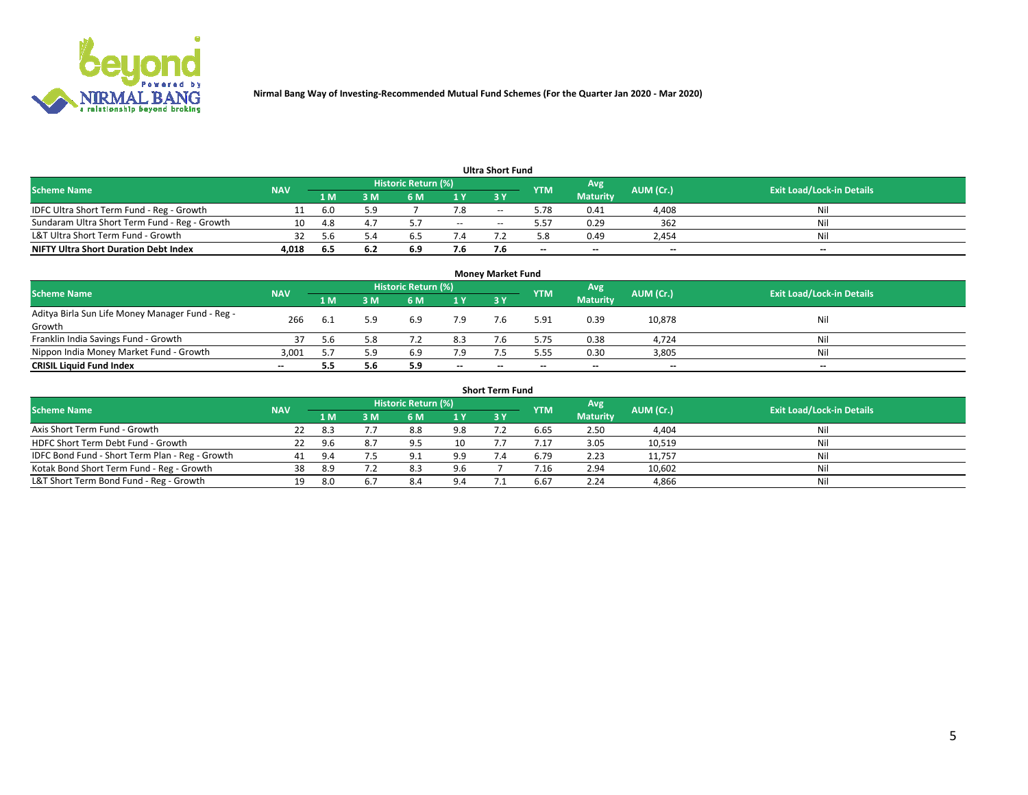**Nirmal Bang Way of Investing-Recommended Mutual Fund Schemes (For the Quarter Jan 2020 - Mar 2020)**

### Ultra Short Fund

| Scheme Name | NAV | Historic Return (%) | | | | | YTM | Avg Maturity | AUM (Cr.) | Exit Load/Lock-in Details |
|---|---|---|---|---|---|---|---|---|---|---|
| | | 1 M | 3 M | 6 M | 1 Y | 3 Y | | | | |
| IDFC Ultra Short Term Fund - Reg - Growth | 11 | 6.0 | 5.9 | 7 | 7.8 | -- | 5.78 | 0.41 | 4,408 | Nil |
| Sundaram Ultra Short Term Fund - Reg - Growth | 10 | 4.8 | 4.7 | 5.7 | -- | -- | 5.57 | 0.29 | 362 | Nil |
| L&T Ultra Short Term Fund - Growth | 32 | 5.6 | 5.4 | 6.5 | 7.4 | 7.2 | 5.8 | 0.49 | 2,454 | Nil |
| **NIFTY Ultra Short Duration Debt Index** | **4,018** | **6.5** | **6.2** | **6.9** | **7.6** | **7.6** | **--** | **--** | **--** | **--** |

### Money Market Fund

| Scheme Name | NAV | Historic Return (%) | | | | | YTM | Avg Maturity | AUM (Cr.) | Exit Load/Lock-in Details |
|---|---|---|---|---|---|---|---|---|---|---|
| | | 1 M | 3 M | 6 M | 1 Y | 3 Y | | | | |
| Aditya Birla Sun Life Money Manager Fund - Reg - Growth | 266 | 6.1 | 5.9 | 6.9 | 7.9 | 7.6 | 5.91 | 0.39 | 10,878 | Nil |
| Franklin India Savings Fund - Growth | 37 | 5.6 | 5.8 | 7.2 | 8.3 | 7.6 | 5.75 | 0.38 | 4,724 | Nil |
| Nippon India Money Market Fund - Growth | 3,001 | 5.7 | 5.9 | 6.9 | 7.9 | 7.5 | 5.55 | 0.30 | 3,805 | Nil |
| **CRISIL Liquid Fund Index** | **--** | **5.5** | **5.6** | **5.9** | **--** | **--** | **--** | **--** | **--** | **--** |

### Short Term Fund

| Scheme Name | NAV | Historic Return (%) | | | | | YTM | Avg Maturity | AUM (Cr.) | Exit Load/Lock-in Details |
|---|---|---|---|---|---|---|---|---|---|---|
| | | 1 M | 3 M | 6 M | 1 Y | 3 Y | | | | |
| Axis Short Term Fund - Growth | 22 | 8.3 | 7.7 | 8.8 | 9.8 | 7.2 | 6.65 | 2.50 | 4,404 | Nil |
| HDFC Short Term Debt Fund - Growth | 22 | 9.6 | 8.7 | 9.5 | 10 | 7.7 | 7.17 | 3.05 | 10,519 | Nil |
| IDFC Bond Fund - Short Term Plan - Reg - Growth | 41 | 9.4 | 7.5 | 9.1 | 9.9 | 7.4 | 6.79 | 2.23 | 11,757 | Nil |
| Kotak Bond Short Term Fund - Reg - Growth | 38 | 8.9 | 7.2 | 8.3 | 9.6 | 7 | 7.16 | 2.94 | 10,602 | Nil |
| L&T Short Term Bond Fund - Reg - Growth | 19 | 8.0 | 6.7 | 8.4 | 9.4 | 7.1 | 6.67 | 2.24 | 4,866 | Nil |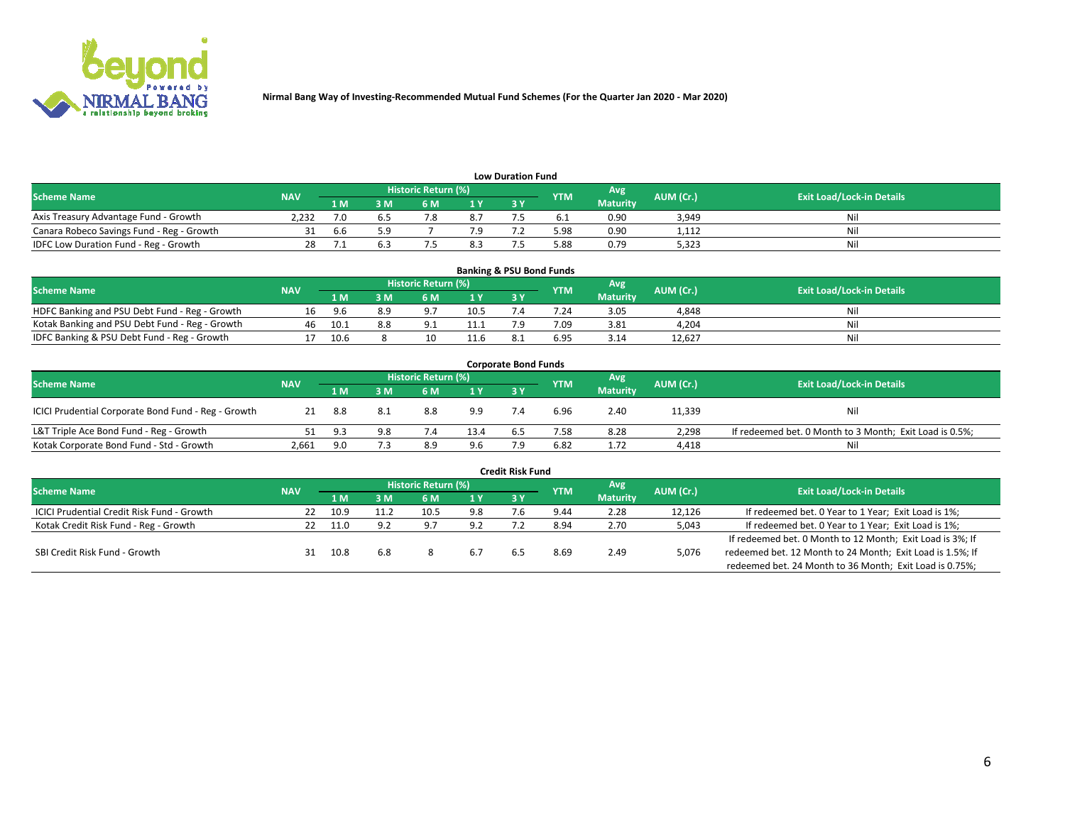Nirmal Bang Way of Investing-Recommended Mutual Fund Schemes (For the Quarter Jan 2020 - Mar 2020)

### Low Duration Fund

| Scheme Name | NAV | Historic Return (%) | | | | | YTM | Avg Maturity | AUM (Cr.) | Exit Load/Lock-in Details |
|---|---|---|---|---|---|---|---|---|---|---|
| | | 1 M | 3 M | 6 M | 1 Y | 3 Y | | | | |
| Axis Treasury Advantage Fund - Growth | 2,232 | 7.0 | 6.5 | 7.8 | 8.7 | 7.5 | 6.1 | 0.90 | 3,949 | Nil |
| Canara Robeco Savings Fund - Reg - Growth | 31 | 6.6 | 5.9 | 7 | 7.9 | 7.2 | 5.98 | 0.90 | 1,112 | Nil |
| IDFC Low Duration Fund - Reg - Growth | 28 | 7.1 | 6.3 | 7.5 | 8.3 | 7.5 | 5.88 | 0.79 | 5,323 | Nil |

### Banking & PSU Bond Funds

| Scheme Name | NAV | Historic Return (%) | | | | | YTM | Avg Maturity | AUM (Cr.) | Exit Load/Lock-in Details |
|---|---|---|---|---|---|---|---|---|---|---|
| | | 1 M | 3 M | 6 M | 1 Y | 3 Y | | | | |
| HDFC Banking and PSU Debt Fund - Reg - Growth | 16 | 9.6 | 8.9 | 9.7 | 10.5 | 7.4 | 7.24 | 3.05 | 4,848 | Nil |
| Kotak Banking and PSU Debt Fund - Reg - Growth | 46 | 10.1 | 8.8 | 9.1 | 11.1 | 7.9 | 7.09 | 3.81 | 4,204 | Nil |
| IDFC Banking & PSU Debt Fund - Reg - Growth | 17 | 10.6 | 8 | 10 | 11.6 | 8.1 | 6.95 | 3.14 | 12,627 | Nil |

### Corporate Bond Funds

| Scheme Name | NAV | Historic Return (%) | | | | | YTM | Avg Maturity | AUM (Cr.) | Exit Load/Lock-in Details |
|---|---|---|---|---|---|---|---|---|---|---|
| | | 1 M | 3 M | 6 M | 1 Y | 3 Y | | | | |
| ICICI Prudential Corporate Bond Fund - Reg - Growth | 21 | 8.8 | 8.1 | 8.8 | 9.9 | 7.4 | 6.96 | 2.40 | 11,339 | Nil |
| L&T Triple Ace Bond Fund - Reg - Growth | 51 | 9.3 | 9.8 | 7.4 | 13.4 | 6.5 | 7.58 | 8.28 | 2,298 | If redeemed bet. 0 Month to 3 Month; Exit Load is 0.5%; |
| Kotak Corporate Bond Fund - Std - Growth | 2,661 | 9.0 | 7.3 | 8.9 | 9.6 | 7.9 | 6.82 | 1.72 | 4,418 | Nil |

### Credit Risk Fund

| Scheme Name | NAV | Historic Return (%) | | | | | YTM | Avg Maturity | AUM (Cr.) | Exit Load/Lock-in Details |
|---|---|---|---|---|---|---|---|---|---|---|
| | | 1 M | 3 M | 6 M | 1 Y | 3 Y | | | | |
| ICICI Prudential Credit Risk Fund - Growth | 22 | 10.9 | 11.2 | 10.5 | 9.8 | 7.6 | 9.44 | 2.28 | 12,126 | If redeemed bet. 0 Year to 1 Year; Exit Load is 1%; |
| Kotak Credit Risk Fund - Reg - Growth | 22 | 11.0 | 9.2 | 9.7 | 9.2 | 7.2 | 8.94 | 2.70 | 5,043 | If redeemed bet. 0 Year to 1 Year; Exit Load is 1%; |
| SBI Credit Risk Fund - Growth | 31 | 10.8 | 6.8 | 8 | 6.7 | 6.5 | 8.69 | 2.49 | 5,076 | If redeemed bet. 0 Month to 12 Month; Exit Load is 3%; If redeemed bet. 12 Month to 24 Month; Exit Load is 1.5%; If redeemed bet. 24 Month to 36 Month; Exit Load is 0.75%; |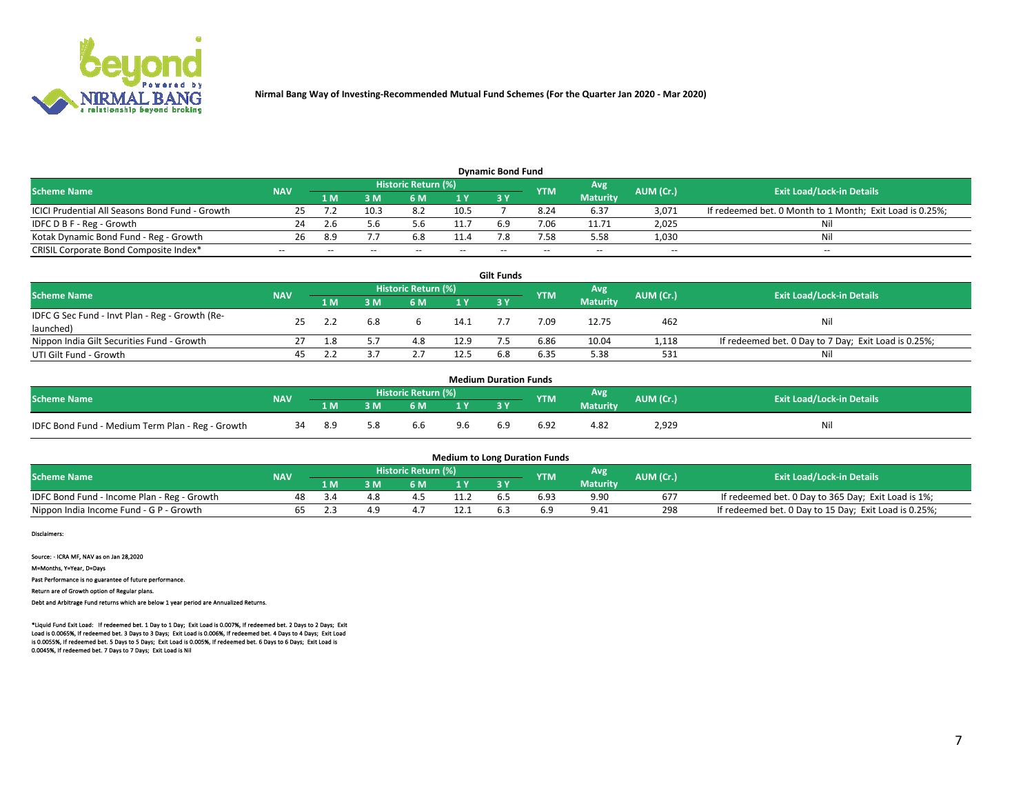Nirmal Bang Way of Investing-Recommended Mutual Fund Schemes (For the Quarter Jan 2020 - Mar 2020)

### Dynamic Bond Fund

| Scheme Name | NAV | Historic Return (%) | | | | | YTM | Avg Maturity | AUM (Cr.) | Exit Load/Lock-in Details |
|---|---|---|---|---|---|---|---|---|---|---|
| | | 1 M | 3 M | 6 M | 1 Y | 3 Y | | | | |
| ICICI Prudential All Seasons Bond Fund - Growth | 25 | 7.2 | 10.3 | 8.2 | 10.5 | 7 | 8.24 | 6.37 | 3,071 | If redeemed bet. 0 Month to 1 Month; Exit Load is 0.25%; |
| IDFC D B F - Reg - Growth | 24 | 2.6 | 5.6 | 5.6 | 11.7 | 6.9 | 7.06 | 11.71 | 2,025 | Nil |
| Kotak Dynamic Bond Fund - Reg - Growth | 26 | 8.9 | 7.7 | 6.8 | 11.4 | 7.8 | 7.58 | 5.58 | 1,030 | Nil |
| CRISIL Corporate Bond Composite Index* | -- | -- | -- | -- | -- | -- | -- | -- | -- | -- |

### Gilt Funds

| Scheme Name | NAV | Historic Return (%) | | | | | YTM | Avg Maturity | AUM (Cr.) | Exit Load/Lock-in Details |
|---|---|---|---|---|---|---|---|---|---|---|
| | | 1 M | 3 M | 6 M | 1 Y | 3 Y | | | | |
| IDFC G Sec Fund - Invt Plan - Reg - Growth (Re-launched) | 25 | 2.2 | 6.8 | 6 | 14.1 | 7.7 | 7.09 | 12.75 | 462 | Nil |
| Nippon India Gilt Securities Fund - Growth | 27 | 1.8 | 5.7 | 4.8 | 12.9 | 7.5 | 6.86 | 10.04 | 1,118 | If redeemed bet. 0 Day to 7 Day; Exit Load is 0.25%; |
| UTI Gilt Fund - Growth | 45 | 2.2 | 3.7 | 2.7 | 12.5 | 6.8 | 6.35 | 5.38 | 531 | Nil |

### Medium Duration Funds

| Scheme Name | NAV | Historic Return (%) | | | | | YTM | Avg Maturity | AUM (Cr.) | Exit Load/Lock-in Details |
|---|---|---|---|---|---|---|---|---|---|---|
| | | 1 M | 3 M | 6 M | 1 Y | 3 Y | | | | |
| IDFC Bond Fund - Medium Term Plan - Reg - Growth | 34 | 8.9 | 5.8 | 6.6 | 9.6 | 6.9 | 6.92 | 4.82 | 2,929 | Nil |

### Medium to Long Duration Funds

| Scheme Name | NAV | Historic Return (%) | | | | | YTM | Avg Maturity | AUM (Cr.) | Exit Load/Lock-in Details |
|---|---|---|---|---|---|---|---|---|---|---|
| | | 1 M | 3 M | 6 M | 1 Y | 3 Y | | | | |
| IDFC Bond Fund - Income Plan - Reg - Growth | 48 | 3.4 | 4.8 | 4.5 | 11.2 | 6.5 | 6.93 | 9.90 | 677 | If redeemed bet. 0 Day to 365 Day; Exit Load is 1%; |
| Nippon India Income Fund - G P - Growth | 65 | 2.3 | 4.9 | 4.7 | 12.1 | 6.3 | 6.9 | 9.41 | 298 | If redeemed bet. 0 Day to 15 Day; Exit Load is 0.25%; |

Disclaimers:

Source: - ICRA MF, NAV as on Jan 28,2020

M=Months, Y=Year, D=Days

Past Performance is no guarantee of future performance.

Return are of Growth option of Regular plans.

Debt and Arbitrage Fund returns which are below 1 year period are Annualized Returns.

*Liquid Fund Exit Load: If redeemed bet. 1 Day to 1 Day; Exit Load is 0.007%, If redeemed bet. 2 Days to 2 Days; Exit Load is 0.0065%, If redeemed bet. 3 Days to 3 Days; Exit Load is 0.006%, If redeemed bet. 4 Days to 4 Days; Exit Load is 0.0055%, If redeemed bet. 5 Days to 5 Days; Exit Load is 0.005%, If redeemed bet. 6 Days to 6 Days; Exit Load is 0.0045%, If redeemed bet. 7 Days to 7 Days; Exit Load is Nil